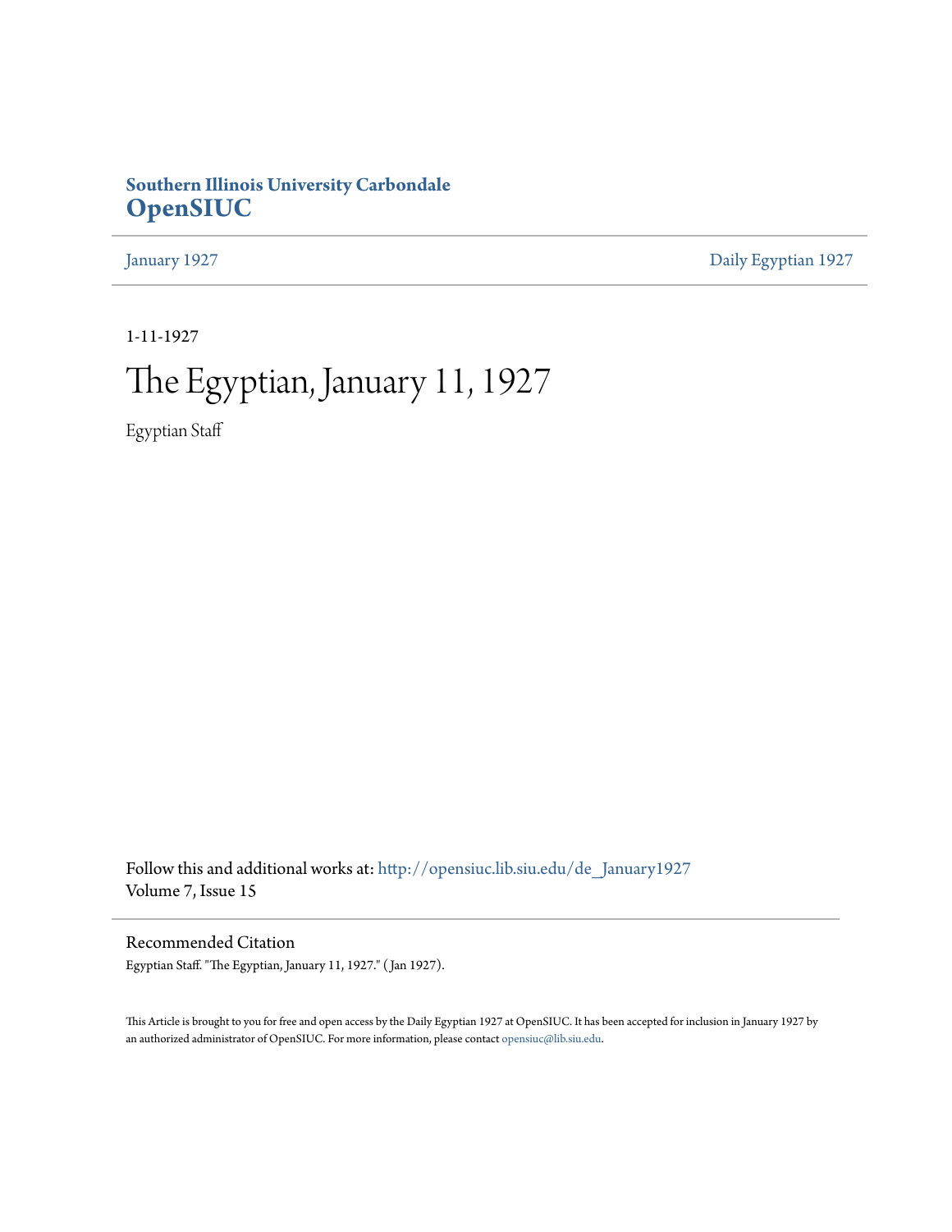**Southern Illinois University Carbondale**
**OpenSIUC**

January 1927 | Daily Egyptian 1927

1-11-1927

# The Egyptian, January 11, 1927

Egyptian Staff

Follow this and additional works at: http://opensiuc.lib.siu.edu/de_January1927
Volume 7, Issue 15

## Recommended Citation

Egyptian Staff. "The Egyptian, January 11, 1927." ( Jan 1927).

This Article is brought to you for free and open access by the Daily Egyptian 1927 at OpenSIUC. It has been accepted for inclusion in January 1927 by an authorized administrator of OpenSIUC. For more information, please contact opensiuc@lib.siu.edu.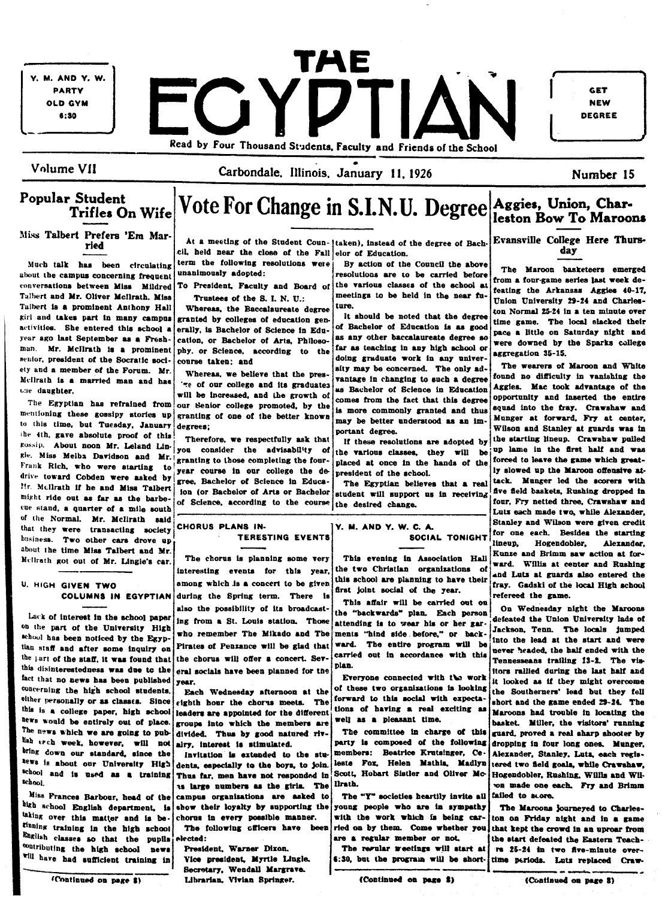Y. M. AND Y. W. PARTY OLD GYM 6:30

# THE EGYPTIAN

GET NEW DEGREE

Read by Four Thousand Students, Faculty and Friends of the School

Volume VII — Carbondale, Illinois, January 11, 1926 — Number 15

## Popular Student Trifles On Wife

### Miss Talbert Prefers 'Em Married

Much talk has been circulating about the campus concerning frequent conversations between Miss Mildred Talbert and Mr. Oliver McIlrath. Miss Talbert is a prominent Anthony Hall girl and takes part in many campus activities. She entered this school a year ago last September as a Freshman. Mr. McIlrath is a prominent senior, president of the Socratic society and a member of the Forum. Mr. McIlrath is a married man and has one daughter.

The Egyptian has refrained from mentioning these gossipy stories up to this time, but Tuesday, January the 4th, gave absolute proof of this gossip. About noon Mr. Leland Lingle, Miss Melba Davidson and Mr. Frank Rich, who were starting to drive toward Cobden were asked by Mr. McIlrath if he and Miss Talbert might ride out as far as the barbecue stand, a quarter of a mile south of the Normal. Mr. McIlrath said that they were transacting society business. Two other cars drove up about the time Miss Talbert and Mr. McIlrath got out of Mr. Lingle's car.

## U. HIGH GIVEN TWO COLUMNS IN EGYPTIAN

Lack of interest in the school paper on the part of the University High school has been noticed by the Egyptian staff and after some inquiry on the part of the staff, it was found that this disinterestedness was due to the fact that no news has been published concerning the high school students, either personally or as classes. Since this is a college paper, high school news would be entirely out of place. The news which we are going to publish each week, however, will not bring down our standard, since the news is about our University High school and is used as a training school.

Miss Frances Barbour, head of the high school English department, is taking over this matter and is beginning training in the high school English classes so that the pupils contributing the high school news will have had sufficient training in

(Continued on page 8)

## Vote For Change in S.I.N.U. Degree

At a meeting of the Student Council, held near the close of the Fall term the following resolutions were unanimously adopted:

To President, Faculty and Board of Trustees of the S. I. N. U.:

Whereas, the Baccalaureate degree granted by colleges of education generally, is Bachelor of Science in Education, or Bachelor of Arts, Philosophy, or Science, according to the course taken; and

Whereas, we believe that the prestige of our college and its graduates will be increased, and the growth of our Senior college promoted, by the granting of one of the better known degrees;

Therefore, we respectfully ask that you consider the advisability of granting to those completing the four-year course in our college the degree, Bachelor of Science in Education (or Bachelor of Arts or Bachelor of Science, according to the course taken), instead of the degree of Bachelor of Education.

By action of the Council the above resolutions are to be carried before the various classes of the school at meetings to be held in the near future.

It should be noted that the degree of Bachelor of Education is as good as any other baccalaureate degree so far as teaching in any high school or doing graduate work in any university may be concerned. The only advantage in changing to such a degree as Bachelor of Science in Education comes from the fact that this degree is more commonly granted and thus may be better understood as an important degree.

If these resolutions are adopted by the various classes, they will be placed at once in the hands of the president of the school.

The Egyptian believes that a real student will support us in receiving the desired change.

## CHORUS PLANS INTERESTING EVENTS

The chorus is planning some very interesting events for this year, among which is a concert to be given during the Spring term. There is also the possibility of its broadcasting from a St. Louis station. Those who remember The Mikado and The Pirates of Penzance will be glad that the chorus will offer a concert. Several socials have been planned for the year.

Each Wednesday afternoon at the eighth hour the chorus meets. The leaders are appointed for the different groups into which the members are divided. Thus by good natured rivalry, interest is stimulated.

Invitation is extended to the students, especially to the boys, to join. Thus far, men have not responded in as large numbers as the girls. The campus organizations are asked to show their loyalty by supporting the chorus in every possible manner.

The following officers have been elected:

President, Warner Dixon.
Vice president, Myrtle Lingle.
Secretary, Wendall Margrave.
Librarian, Vivian Springer.

## Y. M. AND Y. W. C. A. SOCIAL TONIGHT

This evening in Association Hall the two Christian organizations of this school are planning to have their first joint social of the year.

This affair will be carried out on the "backwards" plan. Each person attending is to wear his or her garments "hind side before," or backward. The entire program will be carried out in accordance with this plan.

Everyone connected with the work of these two organizations is looking forward to this social with expectations of having a real exciting as well as a pleasant time.

The committee in charge of this party is composed of the following members: Beatrice Krutsinger, Celeste Fox, Helen Mathis, Madlyn Scott, Hobart Sistler and Oliver McIlrath.

The "Y" societies heartily invite all young people who are in sympathy with the work which is being carried on by them. Come whether you are a regular member or not.

The regular meetings will start at 6:30, but the program will be short-

(Continued on page 8)

## Aggies, Union, Charleston Bow To Maroons

### Evansville College Here Thursday

The Maroon basketeers emerged from a four-game series last week defeating the Arkansas Aggies 40-17, Union University 29-24 and Charleston Normal 25-24 in a ten minute over time game. The local slacked their pace a little on Saturday night and were downed by the Sparks college aggregation 35-15.

The wearers of Maroon and White found no difficulty in vanishing the Aggies. Mac took advantage of the opportunity and inserted the entire squad into the fray. Crawshaw and Munger at forward, Fry at center, Wilson and Stanley at guards was in the starting lineup. Crawshaw pulled up lame in the first half and was forced to leave the game which greatly slowed up the Maroon offensive attack. Munger led the scorers with five field baskets, Rushing dropped in four, Fry netted three, Crawshaw and Lutz each made two, while Alexander, Stanley and Wilson were given credit for one each. Besides the starting lineup, Hogendobler, Alexander, Kunze and Brimm saw action at forward. Willis at center and Rushing and Lutz at guards also entered the fray. Gadski of the local High school refereed the game.

On Wednesday night the Maroons defeated the Union University lads of Jackson, Tenn. The locals jumped into the lead at the start and were never headed, the half ended with the Tennesseans trailing 13-2. The visitors rallied during the last half and it looked as if they might overcome the Southerners' lead but they fell short and the game ended 29-24. The Maroons had trouble in locating the basket. Miller, the visitors' running guard, proved a real sharp shooter by dropping in four long ones. Munger, Alexander, Stanley, Lutz, each registered two field goals, while Crawshaw, Hogendobler, Rushing, Willis and Wilson made one each. Fry and Brimm failed to score.

The Maroons journeyed to Charleston on Friday night and in a game that kept the crowd in an uproar from the start defeated the Eastern Teachers 25-24 in two five-minute overtime periods. Lutz replaced Craw-

(Continued on page 8)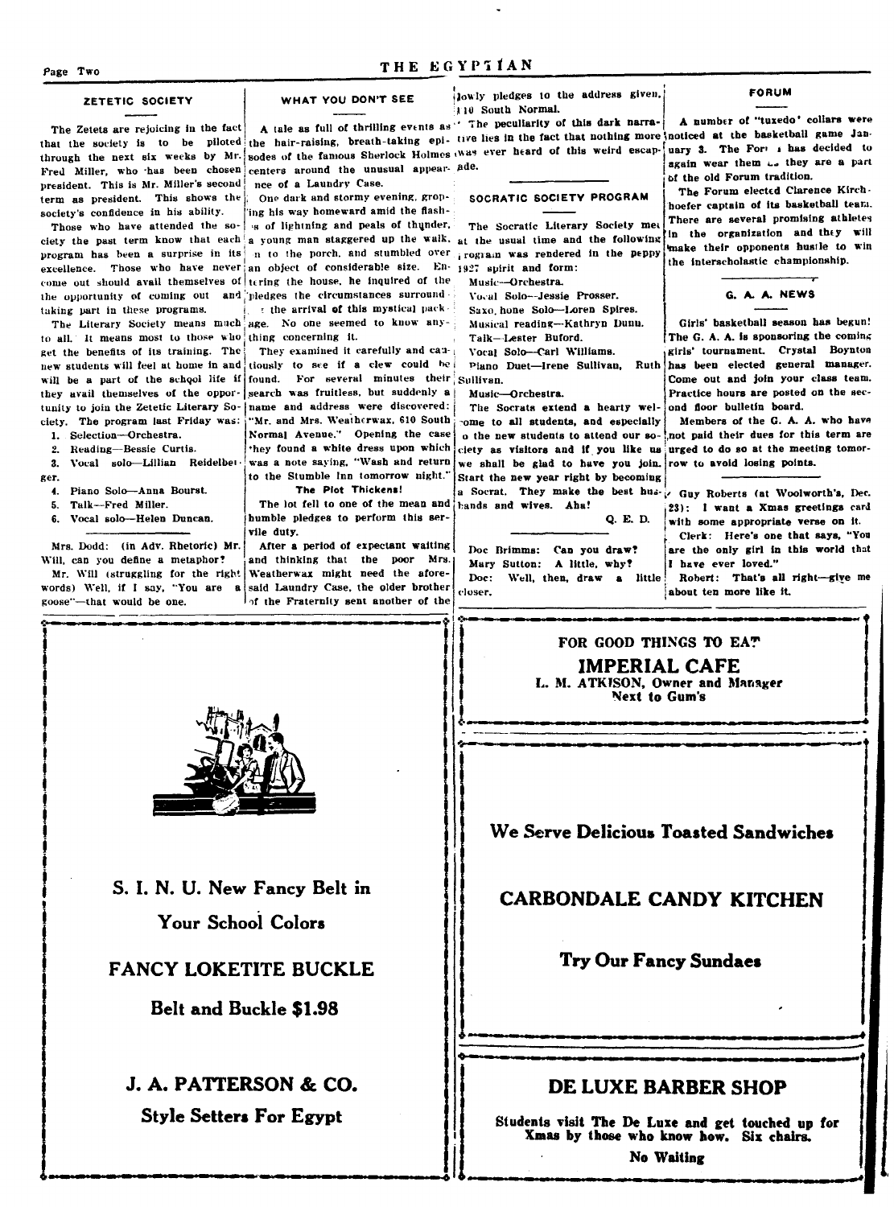## ZETETIC SOCIETY

The Zetets are rejoicing in the fact that the society is to be piloted through the next six weeks by Mr. Fred Miller, who has been chosen president. This is Mr. Miller's second term as president. This shows the society's confidence in his ability.

Those who have attended the society the past term know that each program has been a surprise in its excellence. Those who have never come out should avail themselves of the opportunity of coming out and taking part in these programs.

The Literary Society means much to all. It means most to those who get the benefits of its training. The new students will feel at home in and will be a part of the school life if they avail themselves of the opportunity to join the Zetetic Literary Society. The program last Friday was:

1. Selection—Orchestra.
2. Reading—Bessie Curtis.
3. Vocal solo—Lillian Reidelberger.
4. Piano Solo—Anna Bourst.
5. Talk—Fred Miller.
6. Vocal solo—Helen Duncan.

Mrs. Dodd: (in Adv. Rhetoric) Mr. Will, can you define a metaphor?

Mr. Will (struggling for the right words) Well, if I say, "You are a goose"—that would be one.

## WHAT YOU DON'T SEE

A tale as full of thrilling events as the hair-raising, breath-taking episodes of the famous Sherlock Holmes centers around the unusual appearance of a Laundry Case.

One dark and stormy evening, groping his way homeward amid the flashes of lightning and peals of thunder, a young man staggered up the walk, on to the porch, and stumbled over an object of considerable size. Entering the house, he inquired of the pledges the circumstances surrounding the arrival of this mystical package. No one seemed to know anything concerning it.

They examined it carefully and cautiously to see if a clew could be found. For several minutes their search was fruitless, but suddenly a name and address were discovered: "Mr. and Mrs. Weatherwax, 610 South Normal Avenue." Opening the case they found a white dress upon which was a note saying, "Wash and return to the Stumble Inn tomorrow night."

**The Plot Thickens!**

The lot fell to one of the mean and humble pledges to perform this servile duty.

After a period of expectant waiting and thinking that the poor Mrs. Weatherwax might need the aforesaid Laundry Case, the older brother of the Fraternity sent another of the lowly pledges to the address given, 410 South Normal.

The peculiarity of this dark narrative lies in the fact that nothing more was ever heard of this weird escapade.

## SOCRATIC SOCIETY PROGRAM

The Socratic Literary Society met at the usual time and the following program was rendered in the peppy 1927 spirit and form:

Music—Orchestra.
Vocal Solo—Jessie Prosser.
Saxophone Solo—Loren Spires.
Musical reading—Kathryn Dunn.
Talk—Lester Buford.
Vocal Solo—Carl Williams.
Piano Duet—Irene Sullivan, Ruth Sullivan.
Music—Orchestra.

The Socrats extend a hearty welcome to all students, and especially to the new students to attend our society as visitors and if you like us we shall be glad to have you join. Start the new year right by becoming a Socrat. They make the best husbands and wives. Aha!

Q. E. D.

Doc Brimms: Can you draw?
Mary Sutton: A little, why?
Doc: Well, then, draw a little closer.

## FORUM

A number of "tuxedo" collars were noticed at the basketball game January 3. The Forum has decided to again wear them as they are a part of the old Forum tradition.

The Forum elected Clarence Kirchhoefer captain of its basketball team. There are several promising athletes in the organization and they will make their opponents hustle to win the interscholastic championship.

## G. A. A. NEWS

Girls' basketball season has begun! The G. A. A. is sponsoring the coming girls' tournament. Crystal Boynton has been elected general manager. Come out and join your class team. Practice hours are posted on the second floor bulletin board.

Members of the G. A. A. who have not paid their dues for this term are urged to do so at the meeting tomorrow to avoid losing points.

Guy Roberts (at Woolworth's, Dec. 23): I want a Xmas greetings card with some appropriate verse on it.

Clerk: Here's one that says, "You are the only girl in this world that I have ever loved."

Robert: That's all right—give me about ten more like it.

---

S. I. N. U. New Fancy Belt in Your School Colors

**FANCY LOKETITE BUCKLE**

**Belt and Buckle $1.98**

**J. A. PATTERSON & CO.**

**Style Setters For Egypt**

---

**FOR GOOD THINGS TO EAT**

**IMPERIAL CAFE**

**L. M. ATKISON, Owner and Manager**

**Next to Gum's**

---

**We Serve Delicious Toasted Sandwiches**

**CARBONDALE CANDY KITCHEN**

**Try Our Fancy Sundaes**

---

**DE LUXE BARBER SHOP**

**Students visit The De Luxe and get touched up for Xmas by those who know how. Six chairs.**

**No Waiting**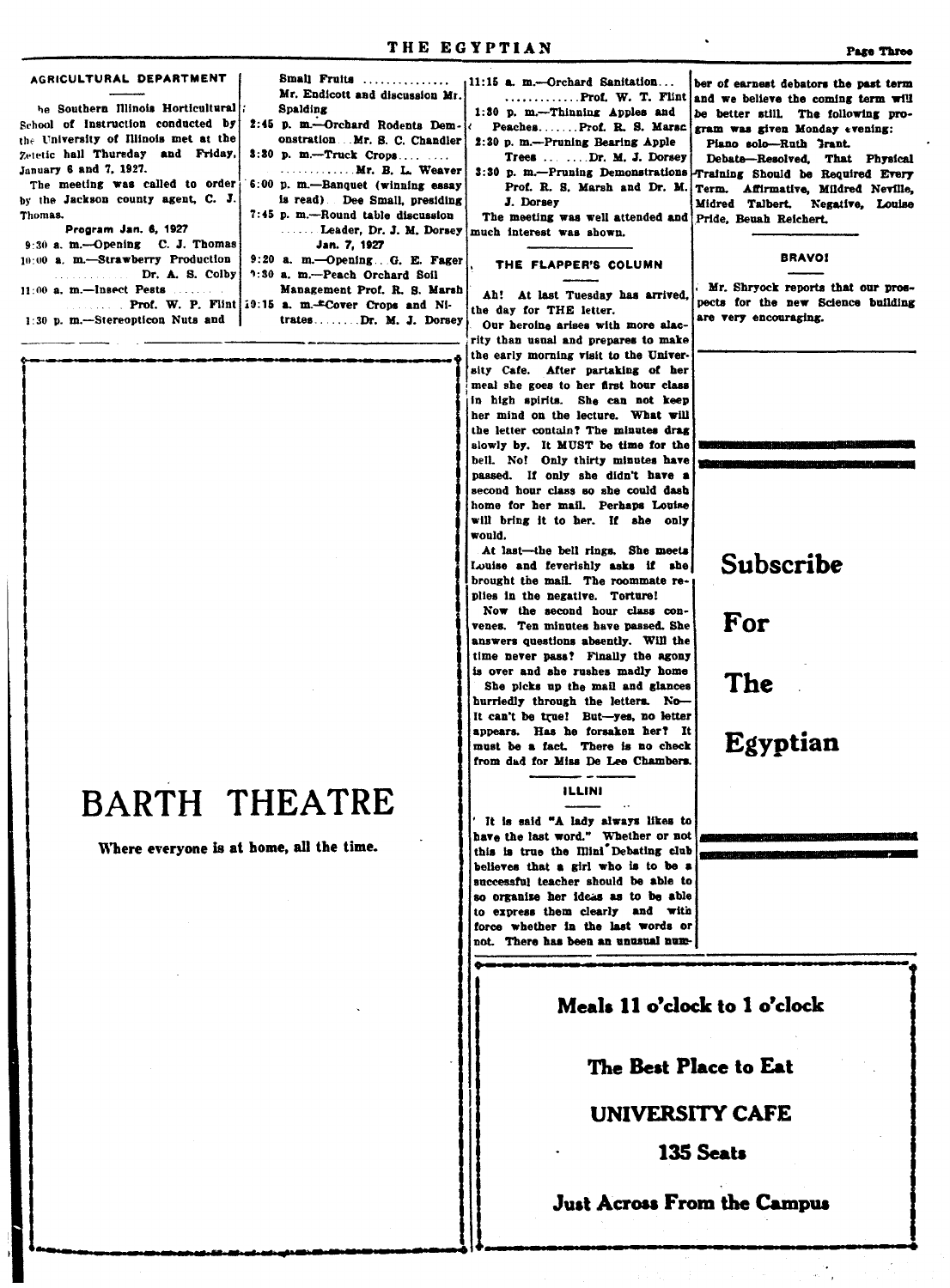## AGRICULTURAL DEPARTMENT

The Southern Illinois Horticultural School of Instruction conducted by the University of Illinois met at the Zetetic hall Thursday and Friday, January 6 and 7, 1927.

The meeting was called to order by the Jackson county agent, C. J. Thomas.

**Program Jan. 6, 1927**

9:30 a. m.—Opening C. J. Thomas

10:00 a. m.—Strawberry Production ... Dr. A. S. Colby

11:00 a. m.—Insect Pests ... Prof. W. P. Flint

1:30 p. m.—Stereopticon Nuts and Small Fruits ... Mr. Endicott and discussion Mr. Spalding

2:45 p. m.—Orchard Rodents Demonstration ... Mr. S. C. Chandler

3:30 p. m.—Truck Crops ... Mr. B. L. Weaver

6:00 p. m.—Banquet (winning essay is read) Dee Small, presiding

7:45 p. m.—Round table discussion ... Leader, Dr. J. M. Dorsey

**Jan. 7, 1927**

9:20 a. m.—Opening.. G. E. Fager

9:30 a. m.—Peach Orchard Soil Management Prof. R. S. Marsh

10:15 a. m.—Cover Crops and Nitrates ... Dr. M. J. Dorsey

11:15 a. m.—Orchard Sanitation ... Prof. W. T. Flint

1:30 p. m.—Thinning Apples and Peaches ... Prof. R. S. Marsc

2:30 p. m.—Pruning Bearing Apple Trees ... Dr. M. J. Dorsey

3:30 p. m.—Pruning Demonstrations Prof. R. S. Marsh and Dr. M. J. Dorsey

The meeting was well attended and much interest was shown.

## THE FLAPPER'S COLUMN

Ah! At last Tuesday has arrived, the day for THE letter.

Our heroine arises with more alacrity than usual and prepares to make the early morning visit to the University Cafe. After partaking of her meal she goes to her first hour class in high spirits. She can not keep her mind on the lecture. What will the letter contain? The minutes drag slowly by. It MUST be time for the bell. No! Only thirty minutes have passed. If only she didn't have a second hour class so she could dash home for her mail. Perhaps Louise will bring it to her. If she only would.

At last—the bell rings. She meets Louise and feverishly asks if she brought the mail. The roommate replies in the negative. Torture!

Now the second hour class convenes. Ten minutes have passed. She answers questions absently. Will the time never pass? Finally the agony is over and she rushes madly home

She picks up the mail and glances hurriedly through the letters. No—It can't be true! But—yes, no letter appears. Has he forsaken her? It must be a fact. There is no check from dad for Miss De Lee Chambers.

## ILLINI

It is said "A lady always likes to have the last word." Whether or not this is true the Illini Debating club believes that a girl who is to be a successful teacher should be able to so organize her ideas as to be able to express them clearly and with force whether in the last words or not. There has been an unusual number of earnest debators the past term and we believe the coming term will be better still. The following program was given Monday evening:

Piano solo—Ruth Grant.

Debate—Resolved, That Physical Training Should be Required Every Term. Affirmative, Mildred Neville, Midred Talbert. Negative, Louise Pride, Beuah Reichert.

## BRAVO!

Mr. Shryock reports that our prospects for the new Science building are very encouraging.

---

# BARTH THEATRE

Where everyone is at home, all the time.

---

# Subscribe For The Egyptian

---

**Meals 11 o'clock to 1 o'clock**

**The Best Place to Eat**

**UNIVERSITY CAFE**

**135 Seats**

**Just Across From the Campus**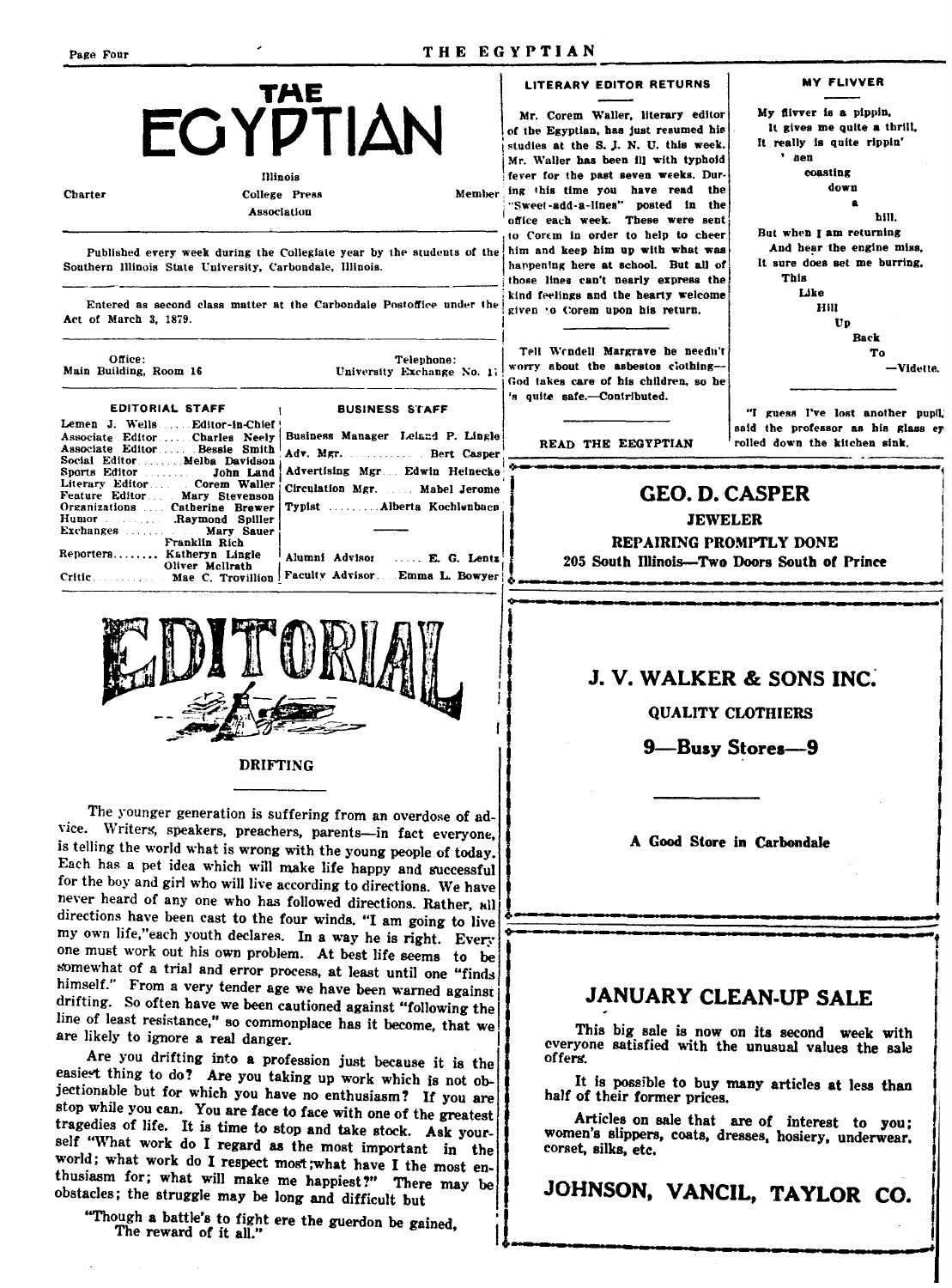# THE EGYPTIAN

Illinois

Charter | College Press | Member

Association

Published every week during the Collegiate year by the students of the Southern Illinois State University, Carbondale, Illinois.

Entered as second class matter at the Carbondale Postoffice under the Act of March 3, 1879.

Office: Main Building, Room 16 | Telephone: University Exchange No. 17

| EDITORIAL STAFF | | BUSINESS STAFF | |
|---|---|---|---|
| Lemen J. Wells | Editor-in-Chief | Business Manager | Leland P. Lingle |
| Associate Editor | Charles Neely | Adv. Mgr. | Bert Casper |
| Associate Editor | Bessie Smith | Advertising Mgr. | Edwin Heinecke |
| Social Editor | Melba Davidson | Circulation Mgr. | Mabel Jerome |
| Sports Editor | John Land | Typist | Alberta Kochlenbach |
| Literary Editor | Corem Waller | | |
| Feature Editor | Mary Stevenson | | |
| Organizations | Catherine Brewer | | |
| Humor | Raymond Spiller | | |
| Exchanges | Mary Sauer | | |
| | Franklin Rich | | |
| Reporters | Katheryn Lingle | Alumni Advisor | E. G. Lentz |
| | Oliver McIlrath | | |
| Critic | Mae C. Trovillion | Faculty Advisor | Emma L. Bowyer |

## EDITORIAL

### DRIFTING

The younger generation is suffering from an overdose of advice. Writers, speakers, preachers, parents—in fact everyone, is telling the world what is wrong with the young people of today. Each has a pet idea which will make life happy and successful for the boy and girl who will live according to directions. We have never heard of any one who has followed directions. Rather, all directions have been cast to the four winds. "I am going to live my own life,"each youth declares. In a way he is right. Every one must work out his own problem. At best life seems to be somewhat of a trial and error process, at least until one "finds himself." From a very tender age we have been warned against drifting. So often have we been cautioned against "following the line of least resistance," so commonplace has it become, that we are likely to ignore a real danger.

Are you drifting into a profession just because it is the easiest thing to do? Are you taking up work which is not objectionable but for which you have no enthusiasm? If you are stop while you can. You are face to face with one of the greatest tragedies of life. It is time to stop and take stock. Ask yourself "What work do I regard as the most important in the world; what work do I respect most;what have I the most enthusiasm for; what will make me happiest?" There may be obstacles; the struggle may be long and difficult but

"Though a battle's to fight ere the guerdon be gained,
The reward of it all."

### LITERARY EDITOR RETURNS

Mr. Corem Waller, literary editor of the Egyptian, has just resumed his studies at the S. I. N. U. this week. Mr. Waller has been ill with typhoid fever for the past seven weeks. During this time you have read the "Sweet-add-a-lines" posted in the office each week. These were sent to Corem in order to help to cheer him and keep him up with what was happening here at school. But all of those lines can't nearly express the kind feelings and the hearty welcome given to Corem upon his return.

---

Tell Wendell Margrave he needn't worry about the asbestos clothing—God takes care of his children, so he 's quite safe.—Contributed.

---

READ THE EEGYPTIAN

### MY FLIVVER

My flivver is a pippin,
It gives me quite a thrill,
It really is quite rippin'
' sen
coasting
down
a
hill.
But when I am returning
And hear the engine miss,
It sure does set me burring,
This
Like
Hill
Up
Back
To
—Vidette.

---

"I guess I've lost another pupil," said the professor as his glass eye rolled down the kitchen sink.

---

**GEO. D. CASPER**

**JEWELER**

**REPAIRING PROMPTLY DONE**

**205 South Illinois—Two Doors South of Prince**

---

**J. V. WALKER & SONS INC.**

**QUALITY CLOTHIERS**

**9—Busy Stores—9**

**A Good Store in Carbondale**

---

## JANUARY CLEAN-UP SALE

This big sale is now on its second week with everyone satisfied with the unusual values the sale offers.

It is possible to buy many articles at less than half of their former prices.

Articles on sale that are of interest to you; women's slippers, coats, dresses, hosiery, underwear, corset, silks, etc.

## JOHNSON, VANCIL, TAYLOR CO.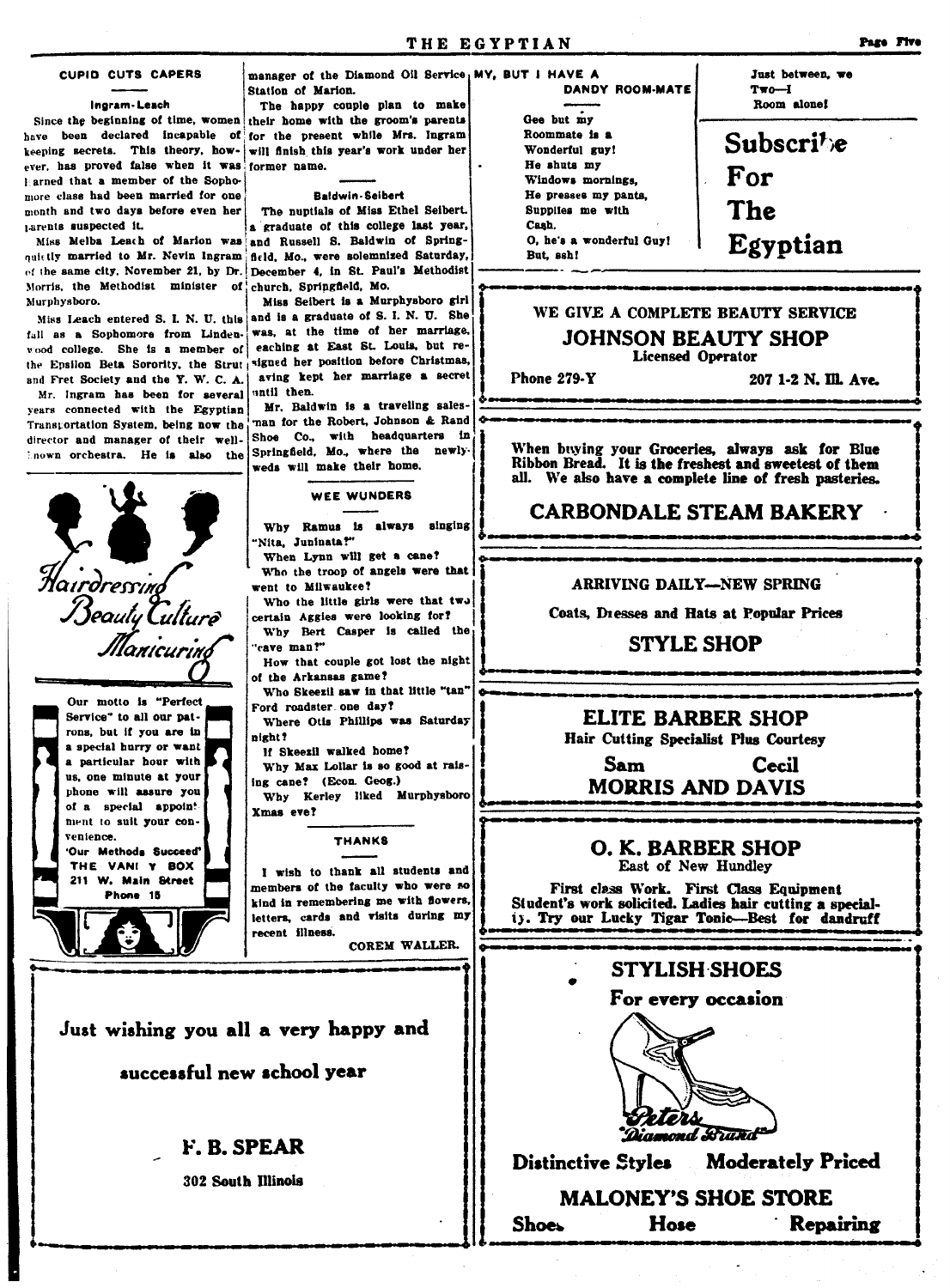### CUPID CUTS CAPERS

#### Ingram-Leach

Since the beginning of time, women have been declared incapable of keeping secrets. This theory, however, has proved false when it was learned that a member of the Sophomore class had been married for one month and two days before even her parents suspected it.

Miss Melba Leach of Marion was quietly married to Mr. Nevin Ingram of the same city, November 21, by Dr. Morris, the Methodist minister of Murphysboro.

Miss Leach entered S. I. N. U. this fall as a Sophomore from Lindenwood college. She is a member of the Epsilon Beta Sorority, the Strut and Fret Society and the Y. W. C. A.

Mr. Ingram has been for several years connected with the Egyptian Transportation System, being now the director and manager of their well-known orchestra. He is also the manager of the Diamond Oil Service Station of Marion.

The happy couple plan to make their home with the groom's parents for the present while Mrs. Ingram will finish this year's work under her former name.

#### Baldwin-Seibert

The nuptials of Miss Ethel Seibert, a graduate of this college last year, and Russell S. Baldwin of Springfield, Mo., were solemnized Saturday, December 4, in St. Paul's Methodist church, Springfield, Mo.

Miss Seibert is a Murphysboro girl and is a graduate of S. I. N. U. She was, at the time of her marriage, teaching at East St. Louis, but resigned her position before Christmas, having kept her marriage a secret until then.

Mr. Baldwin is a traveling salesman for the Robert, Johnson & Rand Shoe Co., with headquarters in Springfield, Mo., where the newlyweds will make their home.

### WEE WUNDERS

Why Ramus is always singing "Nita, Juninata?"

When Lynn will get a cane?

Who the troop of angels were that went to Milwaukee?

Who the little girls were that two certain Aggies were looking for?

Why Bert Casper is called the "cave man?"

How that couple got lost the night of the Arkansas game?

Who Skeezil saw in that little "tan" Ford roadster one day?

Where Otis Phillips was Saturday night?

If Skeezil walked home?

Why Max Lollar is so good at raising cane? (Econ. Geog.)

Why Kerley liked Murphysboro Xmas eve?

### THANKS

I wish to thank all students and members of the faculty who were so kind in remembering me with flowers, letters, cards and visits during my recent illness.

COREM WALLER.

### MY, BUT I HAVE A DANDY ROOM-MATE

Gee but my
Roommate is a
Wonderful guy!
He shuts my
Windows mornings,
He presses my pants,
Supplies me with
Cash.
O, he's a wonderful Guy!
But, ssh!

Just between, we
Two—I
Room alone!

---

**Subscribe For The Egyptian**

---

*Hairdressing Beauty Culture Manicuring*

Our motto is "Perfect Service" to all our patrons, but if you are in a special hurry or want a particular hour with us, one minute at your phone will assure you of a special appointment to suit your convenience.

'Our Methods Succeed'

THE VANITY BOX

211 W. Main Street

Phone 15

---

Just wishing you all a very happy and successful new school year

**F. B. SPEAR**

302 South Illinois

---

WE GIVE A COMPLETE BEAUTY SERVICE

**JOHNSON BEAUTY SHOP**

Licensed Operator

Phone 279-Y — 207 1-2 N. Ill. Ave.

---

When buying your Groceries, always ask for Blue Ribbon Bread. It is the freshest and sweetest of them all. We also have a complete line of fresh pasteries.

**CARBONDALE STEAM BAKERY**

---

ARRIVING DAILY—NEW SPRING

Coats, Dresses and Hats at Popular Prices

**STYLE SHOP**

---

**ELITE BARBER SHOP**

Hair Cutting Specialist Plus Courtesy

Sam — Cecil

**MORRIS AND DAVIS**

---

**O. K. BARBER SHOP**

East of New Hundley

First class Work. First Class Equipment
Student's work solicited. Ladies hair cutting a specialty. Try our Lucky Tigar Tonic—Best for dandruff

---

**STYLISH SHOES**

For every occasion

Peters Diamond Brand

Distinctive Styles — Moderately Priced

**MALONEY'S SHOE STORE**

Shoes — Hose — Repairing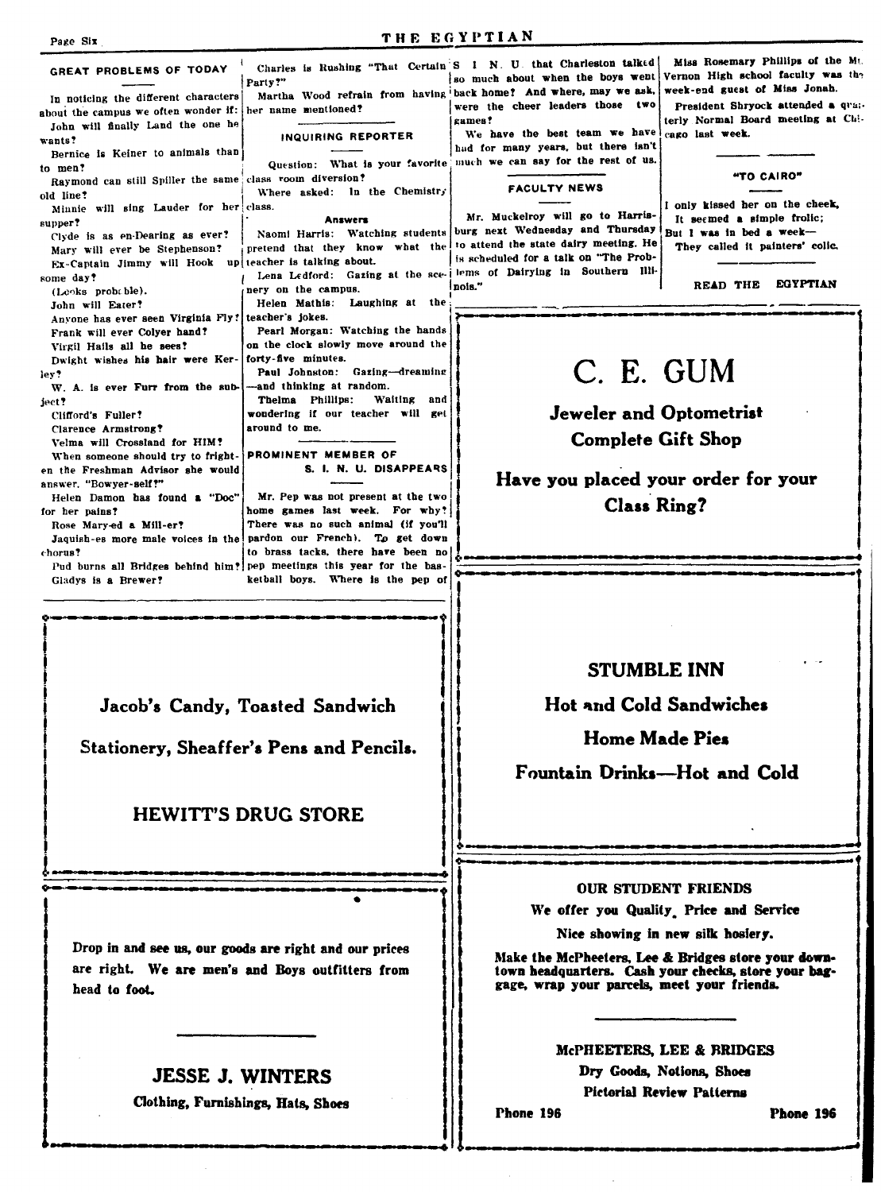## GREAT PROBLEMS OF TODAY

In noticing the different characters about the campus we often wonder if:

John will finally Land the one he wants?

Bernice is Keiner to animals than to men?

Raymond can still Spiller the same old line?

Minnie will sing Lauder for her supper?

Clyde is as en-Dearing as ever?

Mary will ever be Stephenson?

Ex-Captain Jimmy will Hook up some day?

(Looks probable).

John will Eater?

Anyone has ever seen Virginia Fly?

Frank will ever Colyer hand?

Virgil Halls all he sees?

Dwight wishes his hair were Kerley?

W. A. is ever Furr from the subject?

Clifford's Fuller?

Clarence Armstrong?

Velma will Crossland for HIM?

When someone should try to frighten the Freshman Advisor she would answer, "Bowyer-self?"

Helen Damon has found a "Doc" for her pains?

Rose Mary-ed a Mill-er?

Jaquish-es more male voices in the chorus?

Pud burns all Bridges behind him?

Gladys is a Brewer?

Charles is Rushing "That Certain Party?"

Martha Wood refrain from having her name mentioned?

## INQUIRING REPORTER

Question: What is your favorite class room diversion?

Where asked: In the Chemistry class.

**Answers**

Naomi Harris: Watching students pretend that they know what the teacher is talking about.

Lena Ledford: Gazing at the scenery on the campus.

Helen Mathis: Laughing at the teacher's jokes.

Pearl Morgan: Watching the hands on the clock slowly move around the forty-five minutes.

Paul Johnston: Gazing—dreaming—and thinking at random.

Thelma Phillips: Waiting and wondering if our teacher will get around to me.

## PROMINENT MEMBER OF S. I. N. U. DISAPPEARS

Mr. Pep was not present at the two home games last week. For why? There was no such animal (if you'll pardon our French). To get down to brass tacks, there have been no pep meetings this year for the basketball boys. Where is the pep of S I N U that Charleston talked so much about when the boys went back home? And where, may we ask, were the cheer leaders those two games?

We have the best team we have had for many years, but there isn't much we can say for the rest of us.

## FACULTY NEWS

Mr. Muckelroy will go to Harrisburg next Wednesday and Thursday to attend the state dairy meeting. He is scheduled for a talk on "The Problems of Dairying in Southern Illinois."

Miss Rosemary Phillips of the Mt. Vernon High school faculty was the week-end guest of Miss Jonah.

President Shryock attended a quarterly Normal Board meeting at Chicago last week.

## "TO CAIRO"

I only kissed her on the cheek,
It seemed a simple frolic;
But I was in bed a week—
They called it painters' colic.

READ THE EGYPTIAN

---

# C. E. GUM

**Jeweler and Optometrist**

**Complete Gift Shop**

**Have you placed your order for your Class Ring?**

---

**Jacob's Candy, Toasted Sandwich**

**Stationery, Sheaffer's Pens and Pencils.**

**HEWITT'S DRUG STORE**

---

**STUMBLE INN**

**Hot and Cold Sandwiches**

**Home Made Pies**

**Fountain Drinks—Hot and Cold**

---

**Drop in and see us, our goods are right and our prices are right. We are men's and Boys outfitters from head to foot.**

**JESSE J. WINTERS**

**Clothing, Furnishings, Hats, Shoes**

---

**OUR STUDENT FRIENDS**

**We offer you Quality, Price and Service**

**Nice showing in new silk hosiery.**

**Make the McPheeters, Lee & Bridges store your downtown headquarters. Cash your checks, store your baggage, wrap your parcels, meet your friends.**

**McPHEETERS, LEE & BRIDGES**

**Dry Goods, Notions, Shoes**

**Pictorial Review Patterns**

**Phone 196** **Phone 196**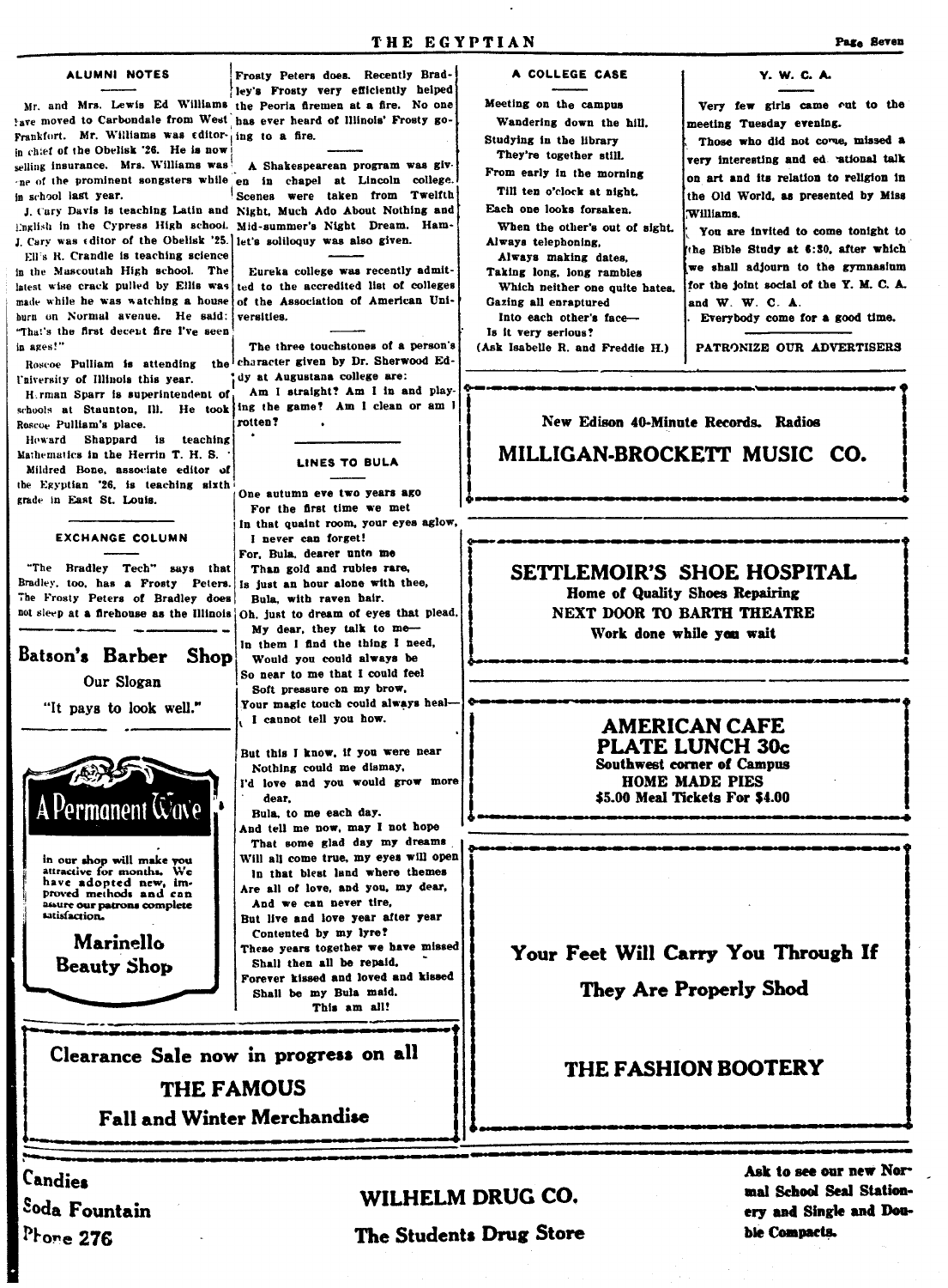## ALUMNI NOTES

Mr. and Mrs. Lewis Ed Williams have moved to Carbondale from West Frankfort. Mr. Williams was editor-in chief of the Obelisk '26. He is now selling insurance. Mrs. Williams was one of the prominent songsters while in school last year.

J. Cary Davis is teaching Latin and English in the Cypress High school. J. Cary was editor of the Obelisk '25.

Ellis R. Crandle is teaching science in the Mascoutah High school. The latest wise crack pulled by Ellis was made while he was watching a house burn on Normal avenue. He said: "That's the first decent fire I've seen in ages!"

Roscoe Pulliam is attending the University of Illinois this year.

Herman Sparr is superintendent of schools at Staunton, Ill. He took Roscoe Pulliam's place.

Howard Shappard is teaching Mathematics in the Herrin T. H. S.

Mildred Bone, associate editor of the Egyptian '26, is teaching sixth grade in East St. Louis.

## EXCHANGE COLUMN

"The Bradley Tech" says that Bradley, too, has a Frosty Peters. The Frosty Peters of Bradley does not sleep at a firehouse as the Illinois Frosty Peters does. Recently Bradley's Frosty very efficiently helped the Peoria firemen at a fire. No one has ever heard of Illinois' Frosty going to a fire.

A Shakespearean program was given in chapel at Lincoln college. Scenes were taken from Twelfth Night, Much Ado About Nothing and Mid-summer's Night Dream. Hamlet's soliloquy was also given.

Eureka college was recently admitted to the accredited list of colleges of the Association of American Universities.

The three touchstones of a person's character given by Dr. Sherwood Eddy at Augustana college are:

Am I straight? Am I in and playing the game? Am I clean or am I rotten?

**Batson's Barber Shop**

Our Slogan

"It pays to look well."

**A Permanent Wave**

in our shop will make you attractive for months. We have adopted new, improved methods and can assure our patrons complete satisfaction.

**Marinello Beauty Shop**

## LINES TO BULA

One autumn eve two years ago
For the first time we met
In that quaint room, your eyes aglow,
I never can forget!
For, Bula, dearer unto me
Than gold and rubies rare,
Is just an hour alone with thee,
Bula, with raven hair.
Oh, just to dream of eyes that plead,
My dear, they talk to me—
In them I find the thing I need,
Would you could always be
So near to me that I could feel
Soft pressure on my brow,
Your magic touch could always heal—
I cannot tell you how.

But this I know, if you were near
Nothing could me dismay,
I'd love and you would grow more dear,
Bula, to me each day.
And tell me now, may I not hope
That some glad day my dreams
Will all come true, my eyes will open
In that blest land where themes
Are all of love, and you, my dear,
And we can never tire,
But live and love year after year
Contented by my lyre?
These years together we have missed
Shall then all be repaid,
Forever kissed and loved and kissed
Shall be my Bula maid.
This am all!

## A COLLEGE CASE

Meeting on the campus
Wandering down the hill.
Studying in the library
They're together still.
From early in the morning
Till ten o'clock at night,
Each one looks forsaken.
When the other's out of sight.
Always telephoning,
Always making dates,
Taking long, long rambles
Which neither one quite hates.
Gazing all enraptured
Into each other's face—
Is it very serious?
(Ask Isabelle R. and Freddie H.)

## Y. W. C. A.

Very few girls came out to the meeting Tuesday evening.

Those who did not come, missed a very interesting and educational talk on art and its relation to religion in the Old World, as presented by Miss Williams.

You are invited to come tonight to the Bible Study at 6:30, after which we shall adjourn to the gymnasium for the joint social of the Y. M. C. A. and Y. W. C. A.

Everybody come for a good time.

PATRONIZE OUR ADVERTISERS

---

New Edison 40-Minute Records. Radios

**MILLIGAN-BROCKETT MUSIC CO.**

---

**SETTLEMOIR'S SHOE HOSPITAL**

Home of Quality Shoes Repairing

NEXT DOOR TO BARTH THEATRE

Work done while you wait

---

**AMERICAN CAFE**

**PLATE LUNCH 30c**

Southwest corner of Campus

HOME MADE PIES

$5.00 Meal Tickets For $4.00

---

**Your Feet Will Carry You Through If They Are Properly Shod**

**THE FASHION BOOTERY**

---

Clearance Sale now in progress on all

**THE FAMOUS**

Fall and Winter Merchandise

---

Candies
Soda Fountain
Phone 276

**WILHELM DRUG CO.**

The Students Drug Store

Ask to see our new Normal School Seal Stationery and Single and Double Compacts.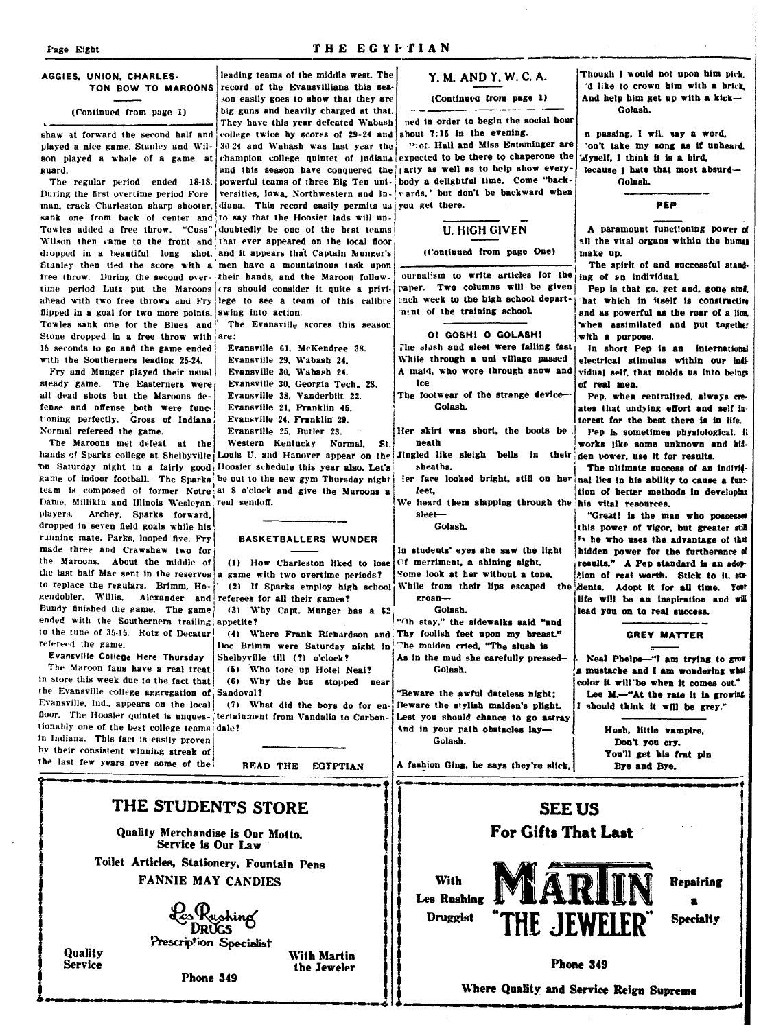## AGGIES, UNION, CHARLESTON BOW TO MAROONS

(Continued from page 1)

shaw at forward the second half and played a nice game. Stanley and Wilson played a whale of a game at guard.

The regular period ended 18-18. During the first overtime period Foreman, crack Charleston sharp shooter, sank one from back of center and Towles added a free throw. "Cuss" Wilson then came to the front and dropped in a beautiful long shot. Stanley then tied the score with a free throw. During the second overtime period Lutz put the Maroons ahead with two free throws and Fry flipped in a goal for two more points. Towles sank one for the Blues and Stone dropped in a free throw with 15 seconds to go and the game ended with the Southerners leading 25-24.

Fry and Munger played their usual steady game. The Easterners were all dead shots but the Maroons defense and offense both were functioning perfectly. Gross of Indiana Normal refereed the game.

The Maroons met defeat at the hands of Sparks college at Shelbyville on Saturday night in a fairly good game of indoor football. The Sparks team is composed of former Notre Dame, Millikin and Illinois Wesleyan players. Archey, Sparks forward, dropped in seven field goals while his running mate, Parks, looped five. Fry made three and Crawshaw two for the Maroons. About the middle of the last half Mac sent in the reserves to replace the regulars. Brimm, Hogendobler, Willis, Alexander and Bundy finished the game. The game ended with the Southerners trailing to the tune of 35-15. Rotz of Decatur refereed the game.

**Evansville College Here Thursday**

The Maroon fans have a real treat in store this week due to the fact that the Evansville college aggregation of Evansville, Ind., appears on the local floor. The Hoosier quintet is unquestionably one of the best college teams in Indiana. This fact is easily proven by their consistent winning streak of the last few years over some of the leading teams of the middle west. The record of the Evansvillians this season easily goes to show that they are big guns and heavily charged at that. They have this year defeated Wabash college twice by scores of 29-24 and 30-24 and Wabash was last year the champion college quintet of Indiana and this season have conquered the powerful teams of three Big Ten universities, Iowa, Northwestern and Indiana. This record easily permits us to say that the Hoosier lads will undoubtedly be one of the best teams that ever appeared on the local floor and it appears that Captain Munger's men have a mountainous task upon their hands, and the Maroon followers should consider it quite a privilege to see a team of this calibre swing into action.

The Evansville scores this season are:

Evansville 61, McKendree 38.
Evansville 29, Wabash 24.
Evansville 30, Wabash 24.
Evansville 38, Georgia Tech., 28.
Evansville 38, Vanderbilt 22.
Evansville 21, Franklin 45.
Evansville 24, Franklin 29.
Evansville 25, Butler 23.

Western Kentucky Normal, St. Louis U. and Hanover appear on the Hoosier schedule this year also. Let's be out to the new gym Thursday night at 8 o'clock and give the Maroons a real sendoff.

## BASKETBALLERS WUNDER

(1) How Charleston liked to lose a game with two overtime periods?
(2) If Sparks employ high school referees for all their games?
(3) Why Capt. Munger has a $2 appetite?
(4) Where Frank Richardson and Doc Brimm were Saturday night in Shelbyville till (?) o'clock?
(5) Who tore up Hotel Neal?
(6) Why the bus stopped near Sandoval?
(7) What did the boys do for entertainment from Vandalia to Carbondale?

READ THE EGYPTIAN

## Y. M. AND Y. W. C. A.

(Continued from page 1)

ned in order to begin the social hour about 7:15 in the evening.

Prof. Hall and Miss Entsminger are expected to be there to chaperone the party as well as to help show everybody a delightful time. Come "backwards," but don't be backward when you get there.

## U. HIGH GIVEN

(Continued from page One)

journalism to write articles for the paper. Two columns will be given each week to the high school department of the training school.

### O! GOSH! O GOLASH!

The slush and sleet were falling fast
While through a uni village passed
A maid, who wore through snow and ice
The footwear of the strange device—
Golash.

Her skirt was short, the boots beneath
Jingled like sleigh bells in their sheaths.
Her face looked bright, still on her feet,
We heard them slapping through the sleet—
Golash.

In students' eyes she saw the light
Of merriment, a shining sight.
Some look at her without a tone,
While from their lips escaped the groan—
Golash.

"Oh stay," the sidewalks said "and
Thy foolish feet upon my breast."
The maiden cried, "The slush is
As in the mud she carefully pressed—
Golash.

"Beware the awful dateless night;
Beware the stylish maiden's plight.
Lest you should chance to go astray
And in your path obstacles lay—
Golash.

A fashion Ging, he says they're slick,
Though I would not upon him pick.
I'd like to crown him with a brick,
And help him get up with a kick—
Golash.

In passing, I will say a word,
Don't take my song as if unheard.
Myself, I think it is a bird,
Because I hate that most absurd—
Golash.

## PEP

A paramount functioning power of all the vital organs within the human make up.

The spirit of and successful standing of an individual.

Pep is that go, get and, gone stuff, that which in itself is constructive and as powerful as the roar of a lion when assimilated and put together with a purpose.

In short Pep is an international electrical stimulus within our individual self, that molds us into beings of real men.

Pep, when centralized, always creates that undying effort and self interest for the best there is in life.

Pep is sometimes physiological. It works like some unknown and hidden power, use it for results.

The ultimate success of an individual lies in his ability to cause a function of better methods in developing his vital resources.

"Great! is the man who possesses this power of vigor, but greater still is he who uses the advantage of that hidden power for the furtherance of results." A Pep standard is an adoption of real worth. Stick to it, students. Adopt it for all time. Your life will be an inspiration and will lead you on to real success.

## GREY MATTER

Neal Phelps—"I am trying to grow a mustache and I am wondering what color it will be when it comes out."

Lee M.—"At the rate it is growing, I should think it will be grey."

Hush, little vampire,
Don't you cry.
You'll get his frat pin
Bye and Bye.

---

## THE STUDENT'S STORE

Quality Merchandise is Our Motto, Service is Our Law

Toilet Articles, Stationery, Fountain Pens

FANNIE MAY CANDIES

Les Rushing DRUGS
Prescription Specialist

Quality Service — With Martin the Jeweler

Phone 349

---

## SEE US
### For Gifts That Last

With Les Rushing Druggist — MARTIN "THE JEWELER" — Repairing a Specialty

Phone 349

Where Quality and Service Reign Supreme